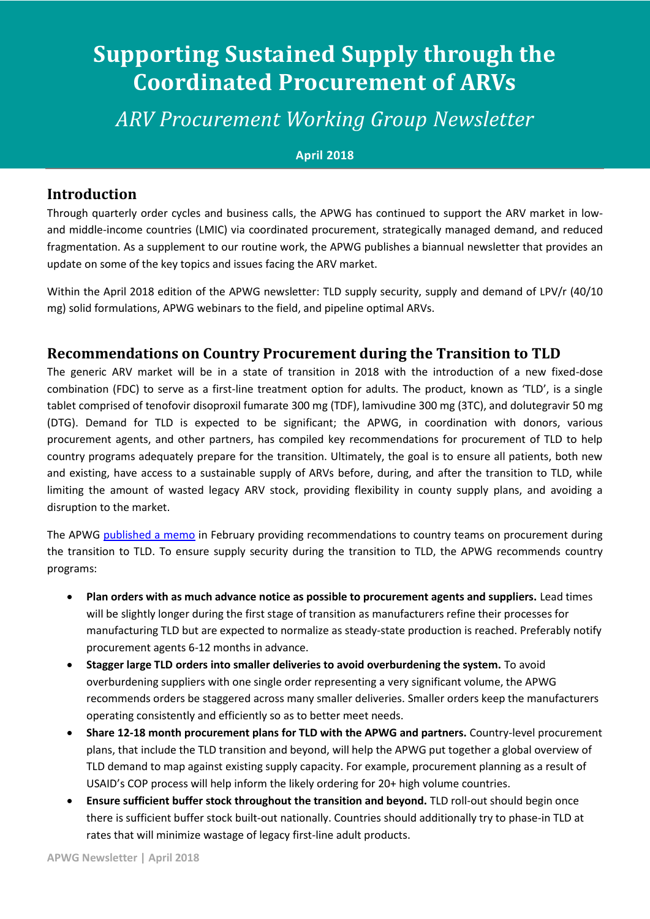# Supporting Sustained Supply through the Coordinated Procurement of ARVs

*ARV Procurement Working Group Newsletter*

**April 2018**

## Introduction

Through quarterly order cycles and business calls, the APWG has continued to support the ARV market in low- and middle-income countries (LMIC) via coordinated procurement, strategically managed demand, and reduced fragmentation. As a supplement to our routine work, the APWG publishes a biannual newsletter that provides an update on some of the key topics and issues facing the ARV market.

Within the April 2018 edition of the APWG newsletter: TLD supply security, supply and demand of LPV/r (40/10 mg) solid formulations, APWG webinars to the field, and pipeline optimal ARVs.

## Recommendations on Country Procurement during the Transition to TLD

The generic ARV market will be in a state of transition in 2018 with the introduction of a new fixed-dose combination (FDC) to serve as a first-line treatment option for adults. The product, known as 'TLD', is a single tablet comprised of tenofovir disoproxil fumarate 300 mg (TDF), lamivudine 300 mg (3TC), and dolutegravir 50 mg (DTG). Demand for TLD is expected to be significant; the APWG, in coordination with donors, various procurement agents, and other partners, has compiled key recommendations for procurement of TLD to help country programs adequately prepare for the transition. Ultimately, the goal is to ensure all patients, both new and existing, have access to a sustainable supply of ARVs before, during, and after the transition to TLD, while limiting the amount of wasted legacy ARV stock, providing flexibility in county supply plans, and avoiding a disruption to the market.

The APWG published a memo in February providing recommendations to country teams on procurement during the transition to TLD. To ensure supply security during the transition to TLD, the APWG recommends country programs:

- **Plan orders with as much advance notice as possible to procurement agents and suppliers.** Lead times will be slightly longer during the first stage of transition as manufacturers refine their processes for manufacturing TLD but are expected to normalize as steady-state production is reached. Preferably notify procurement agents 6-12 months in advance.
- **Stagger large TLD orders into smaller deliveries to avoid overburdening the system.** To avoid overburdening suppliers with one single order representing a very significant volume, the APWG recommends orders be staggered across many smaller deliveries. Smaller orders keep the manufacturers operating consistently and efficiently so as to better meet needs.
- **Share 12-18 month procurement plans for TLD with the APWG and partners.** Country-level procurement plans, that include the TLD transition and beyond, will help the APWG put together a global overview of TLD demand to map against existing supply capacity. For example, procurement planning as a result of USAID's COP process will help inform the likely ordering for 20+ high volume countries.
- **Ensure sufficient buffer stock throughout the transition and beyond.** TLD roll-out should begin once there is sufficient buffer stock built-out nationally. Countries should additionally try to phase-in TLD at rates that will minimize wastage of legacy first-line adult products.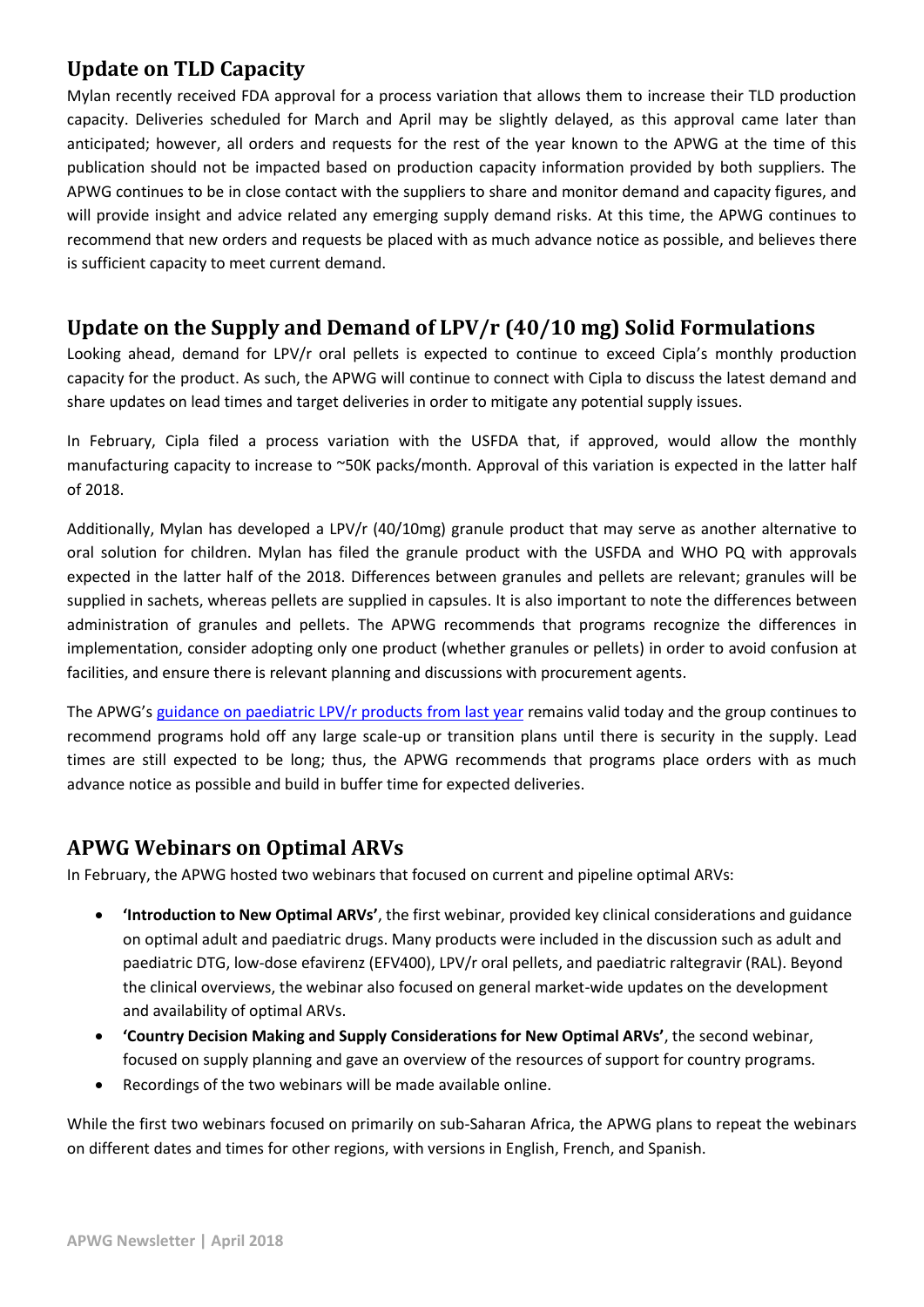## Update on TLD Capacity

Mylan recently received FDA approval for a process variation that allows them to increase their TLD production capacity. Deliveries scheduled for March and April may be slightly delayed, as this approval came later than anticipated; however, all orders and requests for the rest of the year known to the APWG at the time of this publication should not be impacted based on production capacity information provided by both suppliers. The APWG continues to be in close contact with the suppliers to share and monitor demand and capacity figures, and will provide insight and advice related any emerging supply demand risks. At this time, the APWG continues to recommend that new orders and requests be placed with as much advance notice as possible, and believes there is sufficient capacity to meet current demand.

## Update on the Supply and Demand of LPV/r (40/10 mg) Solid Formulations

Looking ahead, demand for LPV/r oral pellets is expected to continue to exceed Cipla's monthly production capacity for the product. As such, the APWG will continue to connect with Cipla to discuss the latest demand and share updates on lead times and target deliveries in order to mitigate any potential supply issues.

In February, Cipla filed a process variation with the USFDA that, if approved, would allow the monthly manufacturing capacity to increase to ~50K packs/month. Approval of this variation is expected in the latter half of 2018.

Additionally, Mylan has developed a LPV/r (40/10mg) granule product that may serve as another alternative to oral solution for children. Mylan has filed the granule product with the USFDA and WHO PQ with approvals expected in the latter half of the 2018. Differences between granules and pellets are relevant; granules will be supplied in sachets, whereas pellets are supplied in capsules. It is also important to note the differences between administration of granules and pellets. The APWG recommends that programs recognize the differences in implementation, consider adopting only one product (whether granules or pellets) in order to avoid confusion at facilities, and ensure there is relevant planning and discussions with procurement agents.

The APWG's guidance on paediatric LPV/r products from last year remains valid today and the group continues to recommend programs hold off any large scale-up or transition plans until there is security in the supply. Lead times are still expected to be long; thus, the APWG recommends that programs place orders with as much advance notice as possible and build in buffer time for expected deliveries.

## APWG Webinars on Optimal ARVs

In February, the APWG hosted two webinars that focused on current and pipeline optimal ARVs:

- **'Introduction to New Optimal ARVs'**, the first webinar, provided key clinical considerations and guidance on optimal adult and paediatric drugs. Many products were included in the discussion such as adult and paediatric DTG, low-dose efavirenz (EFV400), LPV/r oral pellets, and paediatric raltegravir (RAL). Beyond the clinical overviews, the webinar also focused on general market-wide updates on the development and availability of optimal ARVs.
- **'Country Decision Making and Supply Considerations for New Optimal ARVs'**, the second webinar, focused on supply planning and gave an overview of the resources of support for country programs.
- Recordings of the two webinars will be made available online.

While the first two webinars focused on primarily on sub-Saharan Africa, the APWG plans to repeat the webinars on different dates and times for other regions, with versions in English, French, and Spanish.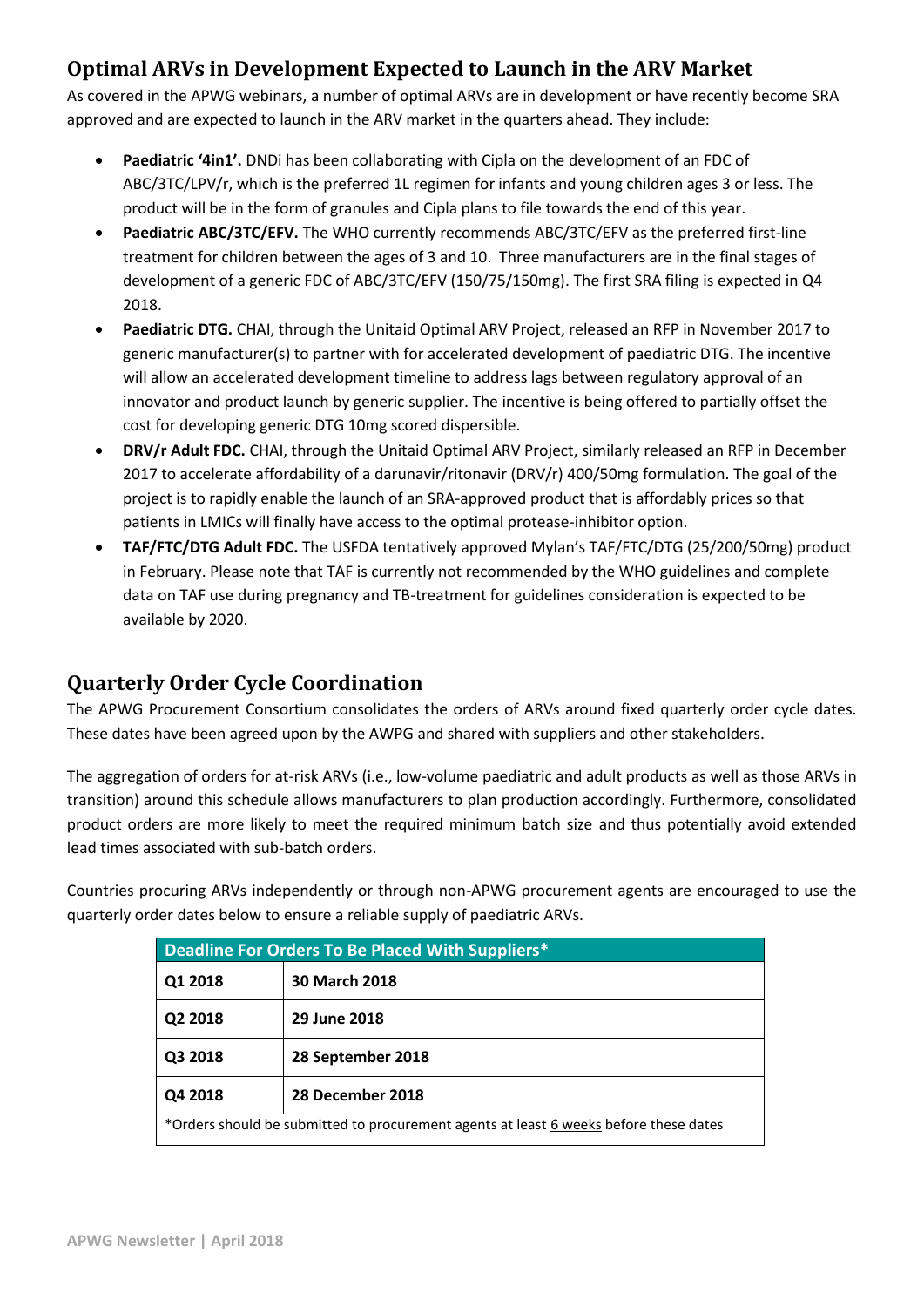## Optimal ARVs in Development Expected to Launch in the ARV Market

As covered in the APWG webinars, a number of optimal ARVs are in development or have recently become SRA approved and are expected to launch in the ARV market in the quarters ahead. They include:

- **Paediatric '4in1'.** DNDi has been collaborating with Cipla on the development of an FDC of ABC/3TC/LPV/r, which is the preferred 1L regimen for infants and young children ages 3 or less. The product will be in the form of granules and Cipla plans to file towards the end of this year.
- **Paediatric ABC/3TC/EFV.** The WHO currently recommends ABC/3TC/EFV as the preferred first-line treatment for children between the ages of 3 and 10. Three manufacturers are in the final stages of development of a generic FDC of ABC/3TC/EFV (150/75/150mg). The first SRA filing is expected in Q4 2018.
- **Paediatric DTG.** CHAI, through the Unitaid Optimal ARV Project, released an RFP in November 2017 to generic manufacturer(s) to partner with for accelerated development of paediatric DTG. The incentive will allow an accelerated development timeline to address lags between regulatory approval of an innovator and product launch by generic supplier. The incentive is being offered to partially offset the cost for developing generic DTG 10mg scored dispersible.
- **DRV/r Adult FDC.** CHAI, through the Unitaid Optimal ARV Project, similarly released an RFP in December 2017 to accelerate affordability of a darunavir/ritonavir (DRV/r) 400/50mg formulation. The goal of the project is to rapidly enable the launch of an SRA-approved product that is affordably prices so that patients in LMICs will finally have access to the optimal protease-inhibitor option.
- **TAF/FTC/DTG Adult FDC.** The USFDA tentatively approved Mylan's TAF/FTC/DTG (25/200/50mg) product in February. Please note that TAF is currently not recommended by the WHO guidelines and complete data on TAF use during pregnancy and TB-treatment for guidelines consideration is expected to be available by 2020.

## Quarterly Order Cycle Coordination

The APWG Procurement Consortium consolidates the orders of ARVs around fixed quarterly order cycle dates. These dates have been agreed upon by the AWPG and shared with suppliers and other stakeholders.

The aggregation of orders for at-risk ARVs (i.e., low-volume paediatric and adult products as well as those ARVs in transition) around this schedule allows manufacturers to plan production accordingly. Furthermore, consolidated product orders are more likely to meet the required minimum batch size and thus potentially avoid extended lead times associated with sub-batch orders.

Countries procuring ARVs independently or through non-APWG procurement agents are encouraged to use the quarterly order dates below to ensure a reliable supply of paediatric ARVs.

| Deadline For Orders To Be Placed With Suppliers* | |
|---|---|
| Q1 2018 | **30 March 2018** |
| Q2 2018 | **29 June 2018** |
| Q3 2018 | **28 September 2018** |
| Q4 2018 | **28 December 2018** |
| *Orders should be submitted to procurement agents at least 6 weeks before these dates | |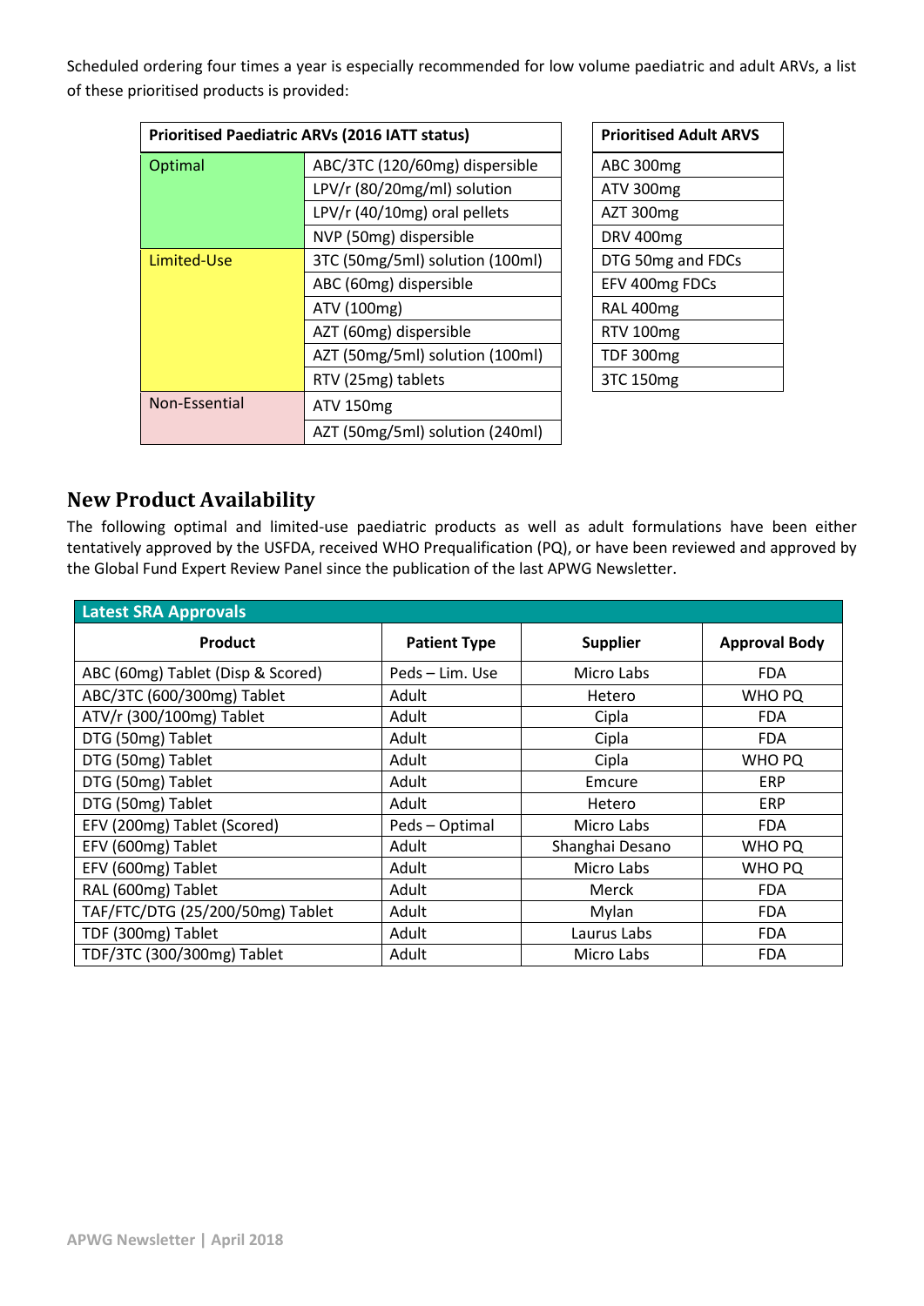Scheduled ordering four times a year is especially recommended for low volume paediatric and adult ARVs, a list of these prioritised products is provided:

| Prioritised Paediatric ARVs (2016 IATT status) | |
|---|---|
| Optimal | ABC/3TC (120/60mg) dispersible |
| | LPV/r (80/20mg/ml) solution |
| | LPV/r (40/10mg) oral pellets |
| | NVP (50mg) dispersible |
| Limited-Use | 3TC (50mg/5ml) solution (100ml) |
| | ABC (60mg) dispersible |
| | ATV (100mg) |
| | AZT (60mg) dispersible |
| | AZT (50mg/5ml) solution (100ml) |
| | RTV (25mg) tablets |
| Non-Essential | ATV 150mg |
| | AZT (50mg/5ml) solution (240ml) |

| Prioritised Adult ARVS |
|---|
| ABC 300mg |
| ATV 300mg |
| AZT 300mg |
| DRV 400mg |
| DTG 50mg and FDCs |
| EFV 400mg FDCs |
| RAL 400mg |
| RTV 100mg |
| TDF 300mg |
| 3TC 150mg |

## New Product Availability

The following optimal and limited-use paediatric products as well as adult formulations have been either tentatively approved by the USFDA, received WHO Prequalification (PQ), or have been reviewed and approved by the Global Fund Expert Review Panel since the publication of the last APWG Newsletter.

**Latest SRA Approvals**

| Product | Patient Type | Supplier | Approval Body |
|---|---|---|---|
| ABC (60mg) Tablet (Disp & Scored) | Peds – Lim. Use | Micro Labs | FDA |
| ABC/3TC (600/300mg) Tablet | Adult | Hetero | WHO PQ |
| ATV/r (300/100mg) Tablet | Adult | Cipla | FDA |
| DTG (50mg) Tablet | Adult | Cipla | FDA |
| DTG (50mg) Tablet | Adult | Cipla | WHO PQ |
| DTG (50mg) Tablet | Adult | Emcure | ERP |
| DTG (50mg) Tablet | Adult | Hetero | ERP |
| EFV (200mg) Tablet (Scored) | Peds – Optimal | Micro Labs | FDA |
| EFV (600mg) Tablet | Adult | Shanghai Desano | WHO PQ |
| EFV (600mg) Tablet | Adult | Micro Labs | WHO PQ |
| RAL (600mg) Tablet | Adult | Merck | FDA |
| TAF/FTC/DTG (25/200/50mg) Tablet | Adult | Mylan | FDA |
| TDF (300mg) Tablet | Adult | Laurus Labs | FDA |
| TDF/3TC (300/300mg) Tablet | Adult | Micro Labs | FDA |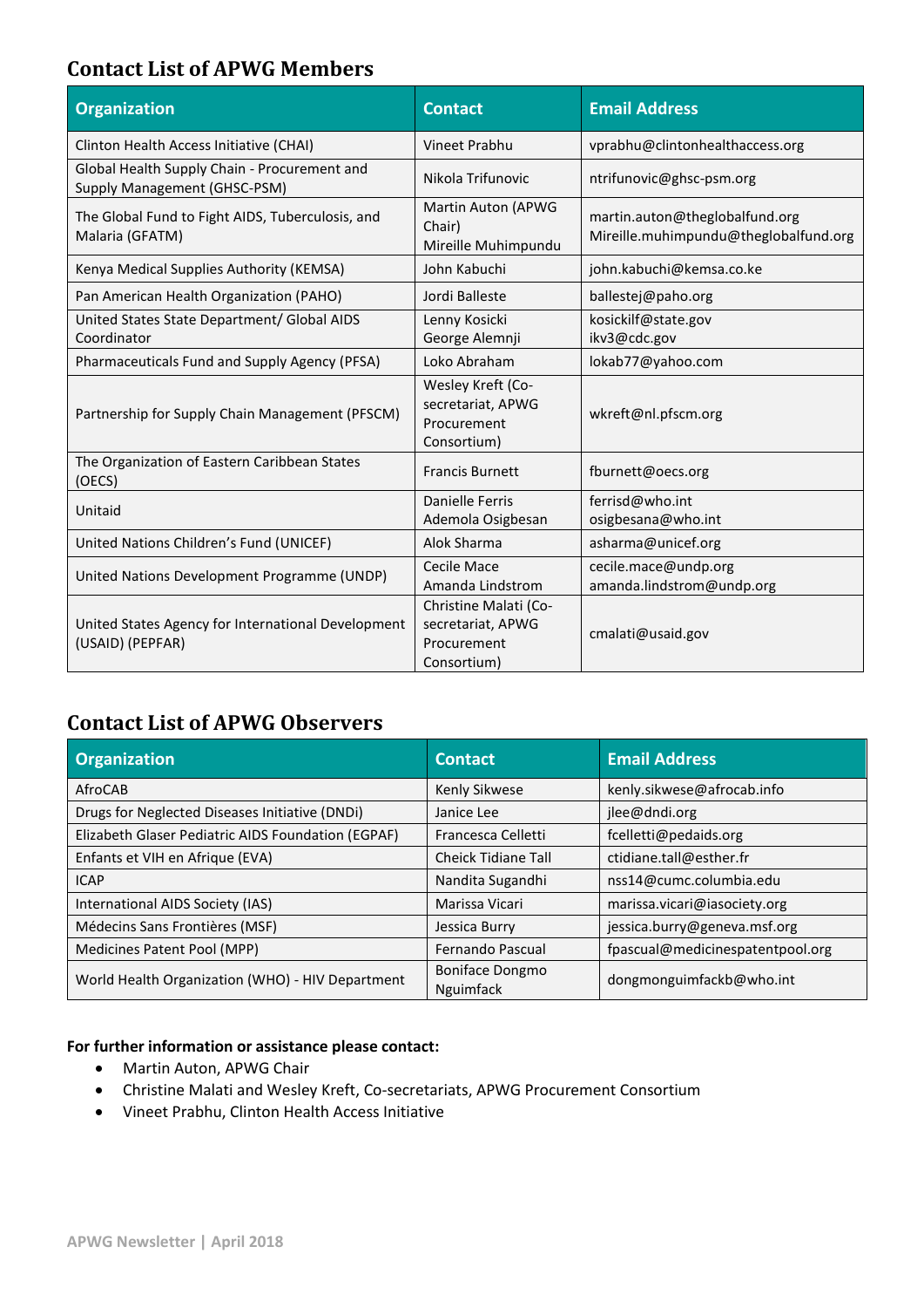## Contact List of APWG Members

| Organization | Contact | Email Address |
| --- | --- | --- |
| Clinton Health Access Initiative (CHAI) | Vineet Prabhu | vprabhu@clintonhealthaccess.org |
| Global Health Supply Chain - Procurement and Supply Management (GHSC-PSM) | Nikola Trifunovic | ntrifunovic@ghsc-psm.org |
| The Global Fund to Fight AIDS, Tuberculosis, and Malaria (GFATM) | Martin Auton (APWG Chair)<br>Mireille Muhimpundu | martin.auton@theglobalfund.org<br>Mireille.muhimpundu@theglobalfund.org |
| Kenya Medical Supplies Authority (KEMSA) | John Kabuchi | john.kabuchi@kemsa.co.ke |
| Pan American Health Organization (PAHO) | Jordi Balleste | ballestej@paho.org |
| United States State Department/ Global AIDS Coordinator | Lenny Kosicki<br>George Alemnji | kosickilf@state.gov<br>ikv3@cdc.gov |
| Pharmaceuticals Fund and Supply Agency (PFSA) | Loko Abraham | lokab77@yahoo.com |
| Partnership for Supply Chain Management (PFSCM) | Wesley Kreft (Co-secretariat, APWG Procurement Consortium) | wkreft@nl.pfscm.org |
| The Organization of Eastern Caribbean States (OECS) | Francis Burnett | fburnett@oecs.org |
| Unitaid | Danielle Ferris<br>Ademola Osigbesan | ferrisd@who.int<br>osigbesana@who.int |
| United Nations Children's Fund (UNICEF) | Alok Sharma | asharma@unicef.org |
| United Nations Development Programme (UNDP) | Cecile Mace<br>Amanda Lindstrom | cecile.mace@undp.org<br>amanda.lindstrom@undp.org |
| United States Agency for International Development (USAID) (PEPFAR) | Christine Malati (Co-secretariat, APWG Procurement Consortium) | cmalati@usaid.gov |

## Contact List of APWG Observers

| Organization | Contact | Email Address |
| --- | --- | --- |
| AfroCAB | Kenly Sikwese | kenly.sikwese@afrocab.info |
| Drugs for Neglected Diseases Initiative (DNDi) | Janice Lee | jlee@dndi.org |
| Elizabeth Glaser Pediatric AIDS Foundation (EGPAF) | Francesca Celletti | fcelletti@pedaids.org |
| Enfants et VIH en Afrique (EVA) | Cheick Tidiane Tall | ctidiane.tall@esther.fr |
| ICAP | Nandita Sugandhi | nss14@cumc.columbia.edu |
| International AIDS Society (IAS) | Marissa Vicari | marissa.vicari@iasociety.org |
| Médecins Sans Frontières (MSF) | Jessica Burry | jessica.burry@geneva.msf.org |
| Medicines Patent Pool (MPP) | Fernando Pascual | fpascual@medicinespatentpool.org |
| World Health Organization (WHO) - HIV Department | Boniface Dongmo Nguimfack | dongmonguimfackb@who.int |

**For further information or assistance please contact:**

- Martin Auton, APWG Chair
- Christine Malati and Wesley Kreft, Co-secretariats, APWG Procurement Consortium
- Vineet Prabhu, Clinton Health Access Initiative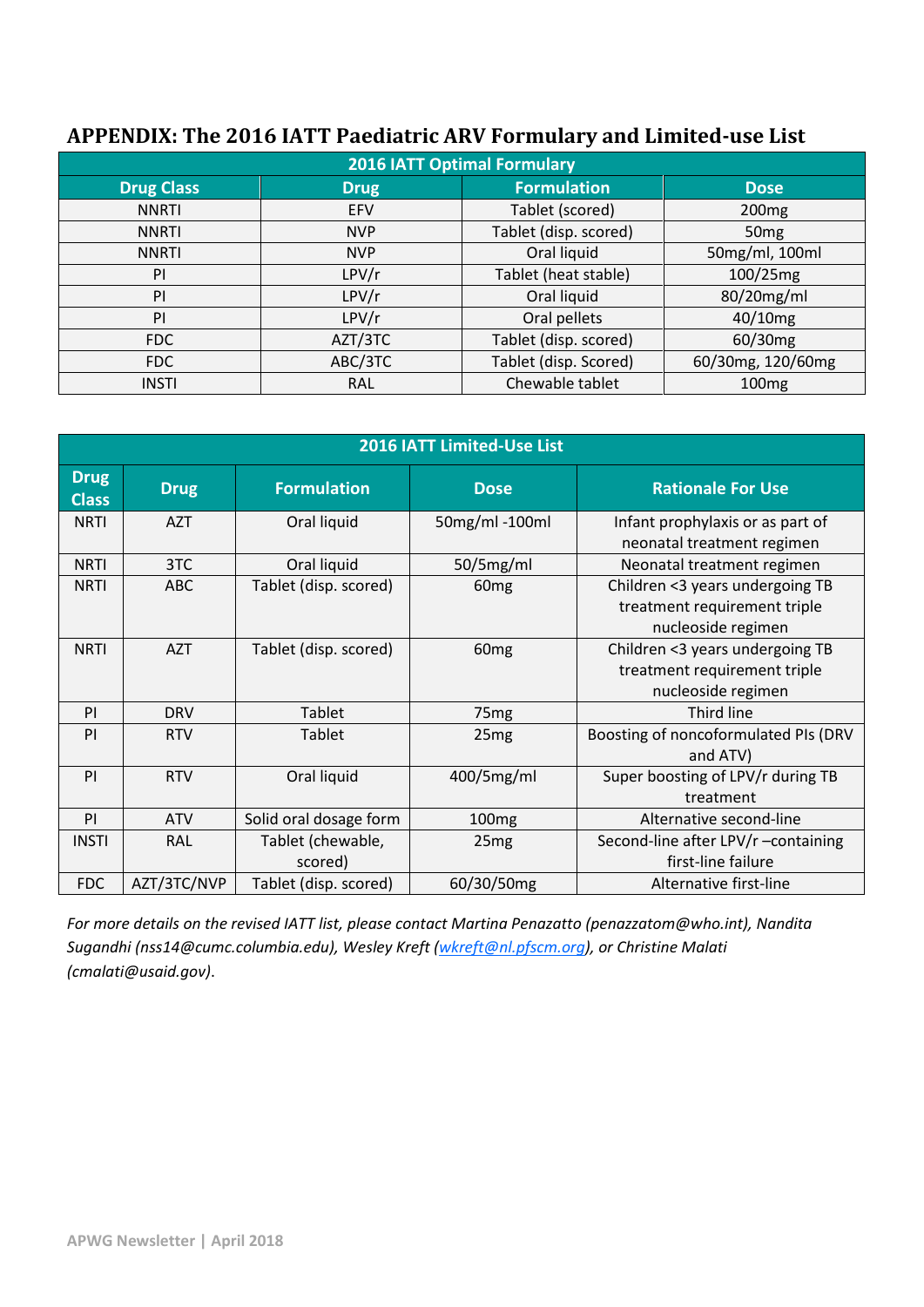## APPENDIX: The 2016 IATT Paediatric ARV Formulary and Limited-use List

| 2016 IATT Optimal Formulary | | | |
|---|---|---|---|
| **Drug Class** | **Drug** | **Formulation** | **Dose** |
| NNRTI | EFV | Tablet (scored) | 200mg |
| NNRTI | NVP | Tablet (disp. scored) | 50mg |
| NNRTI | NVP | Oral liquid | 50mg/ml, 100ml |
| PI | LPV/r | Tablet (heat stable) | 100/25mg |
| PI | LPV/r | Oral liquid | 80/20mg/ml |
| PI | LPV/r | Oral pellets | 40/10mg |
| FDC | AZT/3TC | Tablet (disp. scored) | 60/30mg |
| FDC | ABC/3TC | Tablet (disp. Scored) | 60/30mg, 120/60mg |
| INSTI | RAL | Chewable tablet | 100mg |

| 2016 IATT Limited-Use List | | | | |
|---|---|---|---|---|
| **Drug Class** | **Drug** | **Formulation** | **Dose** | **Rationale For Use** |
| NRTI | AZT | Oral liquid | 50mg/ml -100ml | Infant prophylaxis or as part of neonatal treatment regimen |
| NRTI | 3TC | Oral liquid | 50/5mg/ml | Neonatal treatment regimen |
| NRTI | ABC | Tablet (disp. scored) | 60mg | Children <3 years undergoing TB treatment requirement triple nucleoside regimen |
| NRTI | AZT | Tablet (disp. scored) | 60mg | Children <3 years undergoing TB treatment requirement triple nucleoside regimen |
| PI | DRV | Tablet | 75mg | Third line |
| PI | RTV | Tablet | 25mg | Boosting of noncoformulated PIs (DRV and ATV) |
| PI | RTV | Oral liquid | 400/5mg/ml | Super boosting of LPV/r during TB treatment |
| PI | ATV | Solid oral dosage form | 100mg | Alternative second-line |
| INSTI | RAL | Tablet (chewable, scored) | 25mg | Second-line after LPV/r –containing first-line failure |
| FDC | AZT/3TC/NVP | Tablet (disp. scored) | 60/30/50mg | Alternative first-line |

*For more details on the revised IATT list, please contact Martina Penazatto (penazzatom@who.int), Nandita Sugandhi (nss14@cumc.columbia.edu), Wesley Kreft (wkreft@nl.pfscm.org), or Christine Malati (cmalati@usaid.gov).*